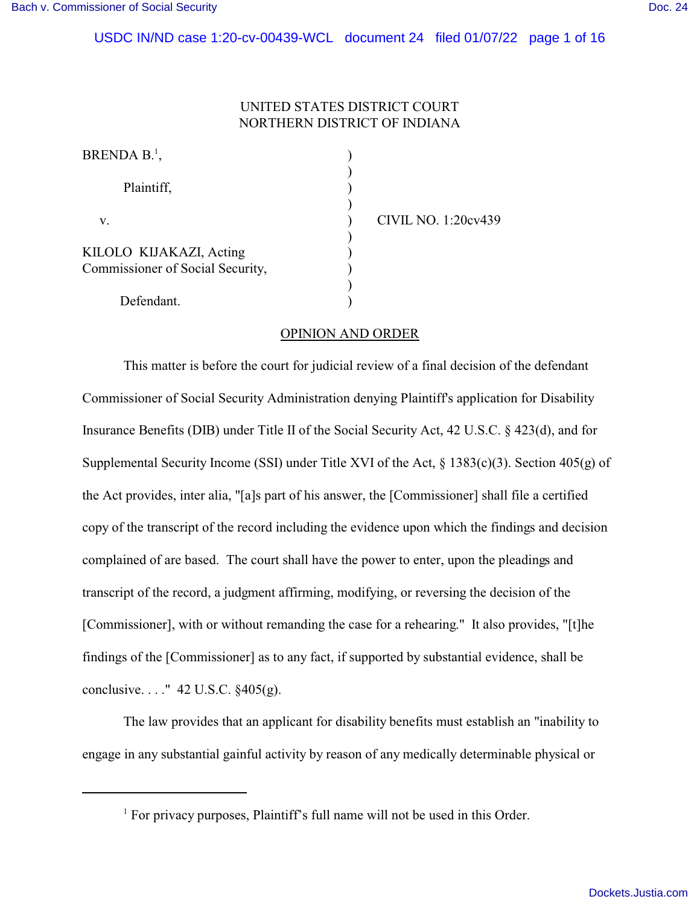UNITED STATES DISTRICT COURT
NORTHERN DISTRICT OF INDIANA

BRENDA B.[1],

Plaintiff,

v.

KILOLO KIJAKAZI, Acting Commissioner of Social Security,

Defendant.

CIVIL NO. 1:20cv439

## OPINION AND ORDER

This matter is before the court for judicial review of a final decision of the defendant Commissioner of Social Security Administration denying Plaintiff's application for Disability Insurance Benefits (DIB) under Title II of the Social Security Act, 42 U.S.C. § 423(d), and for Supplemental Security Income (SSI) under Title XVI of the Act, § 1383(c)(3). Section 405(g) of the Act provides, inter alia, "[a]s part of his answer, the [Commissioner] shall file a certified copy of the transcript of the record including the evidence upon which the findings and decision complained of are based. The court shall have the power to enter, upon the pleadings and transcript of the record, a judgment affirming, modifying, or reversing the decision of the [Commissioner], with or without remanding the case for a rehearing." It also provides, "[t]he findings of the [Commissioner] as to any fact, if supported by substantial evidence, shall be conclusive. . . ." 42 U.S.C. §405(g).

The law provides that an applicant for disability benefits must establish an "inability to engage in any substantial gainful activity by reason of any medically determinable physical or

---

[1] For privacy purposes, Plaintiff's full name will not be used in this Order.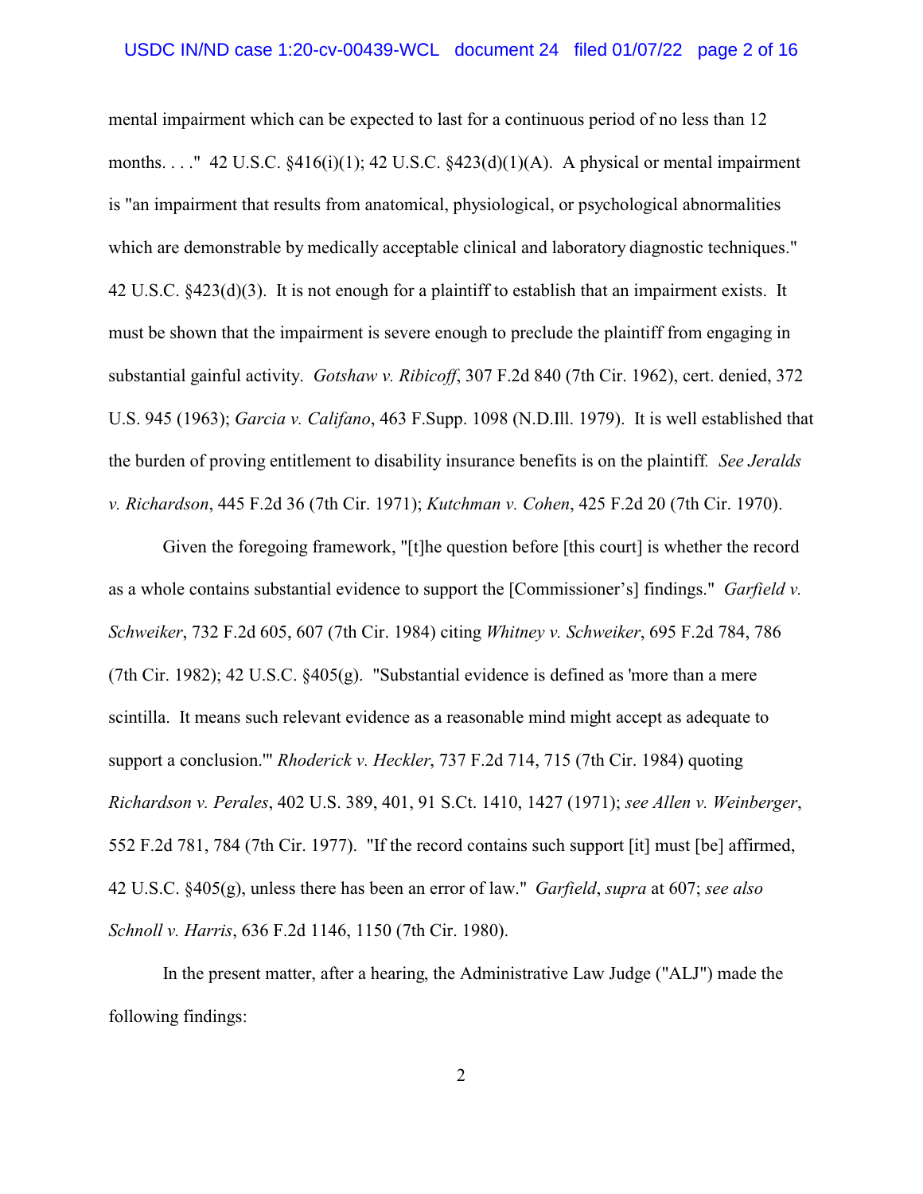mental impairment which can be expected to last for a continuous period of no less than 12 months. . . ." 42 U.S.C. §416(i)(1); 42 U.S.C. §423(d)(1)(A). A physical or mental impairment is "an impairment that results from anatomical, physiological, or psychological abnormalities which are demonstrable by medically acceptable clinical and laboratory diagnostic techniques." 42 U.S.C. §423(d)(3). It is not enough for a plaintiff to establish that an impairment exists. It must be shown that the impairment is severe enough to preclude the plaintiff from engaging in substantial gainful activity. *Gotshaw v. Ribicoff*, 307 F.2d 840 (7th Cir. 1962), cert. denied, 372 U.S. 945 (1963); *Garcia v. Califano*, 463 F.Supp. 1098 (N.D.Ill. 1979). It is well established that the burden of proving entitlement to disability insurance benefits is on the plaintiff. *See Jeralds v. Richardson*, 445 F.2d 36 (7th Cir. 1971); *Kutchman v. Cohen*, 425 F.2d 20 (7th Cir. 1970).

Given the foregoing framework, "[t]he question before [this court] is whether the record as a whole contains substantial evidence to support the [Commissioner's] findings." *Garfield v. Schweiker*, 732 F.2d 605, 607 (7th Cir. 1984) citing *Whitney v. Schweiker*, 695 F.2d 784, 786 (7th Cir. 1982); 42 U.S.C. §405(g). "Substantial evidence is defined as 'more than a mere scintilla. It means such relevant evidence as a reasonable mind might accept as adequate to support a conclusion.'" *Rhoderick v. Heckler*, 737 F.2d 714, 715 (7th Cir. 1984) quoting *Richardson v. Perales*, 402 U.S. 389, 401, 91 S.Ct. 1410, 1427 (1971); *see Allen v. Weinberger*, 552 F.2d 781, 784 (7th Cir. 1977). "If the record contains such support [it] must [be] affirmed, 42 U.S.C. §405(g), unless there has been an error of law." *Garfield*, *supra* at 607; *see also Schnoll v. Harris*, 636 F.2d 1146, 1150 (7th Cir. 1980).

In the present matter, after a hearing, the Administrative Law Judge ("ALJ") made the following findings: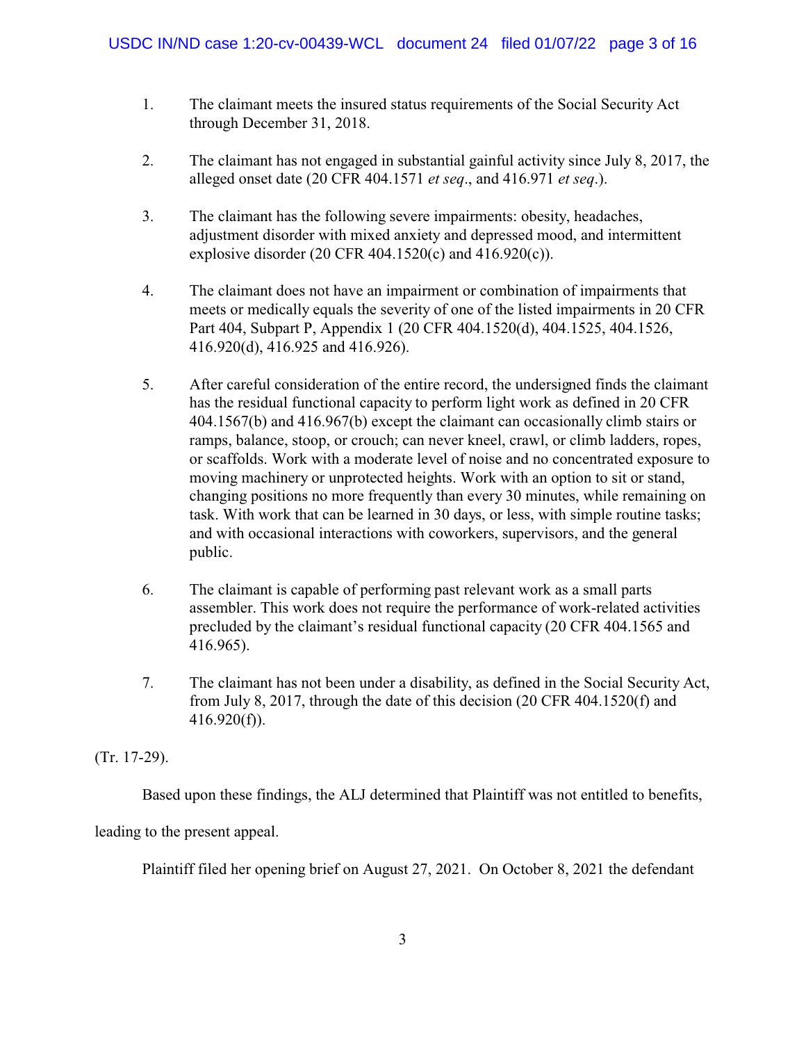1. The claimant meets the insured status requirements of the Social Security Act through December 31, 2018.

2. The claimant has not engaged in substantial gainful activity since July 8, 2017, the alleged onset date (20 CFR 404.1571 *et seq*., and 416.971 *et seq*.).

3. The claimant has the following severe impairments: obesity, headaches, adjustment disorder with mixed anxiety and depressed mood, and intermittent explosive disorder (20 CFR 404.1520(c) and 416.920(c)).

4. The claimant does not have an impairment or combination of impairments that meets or medically equals the severity of one of the listed impairments in 20 CFR Part 404, Subpart P, Appendix 1 (20 CFR 404.1520(d), 404.1525, 404.1526, 416.920(d), 416.925 and 416.926).

5. After careful consideration of the entire record, the undersigned finds the claimant has the residual functional capacity to perform light work as defined in 20 CFR 404.1567(b) and 416.967(b) except the claimant can occasionally climb stairs or ramps, balance, stoop, or crouch; can never kneel, crawl, or climb ladders, ropes, or scaffolds. Work with a moderate level of noise and no concentrated exposure to moving machinery or unprotected heights. Work with an option to sit or stand, changing positions no more frequently than every 30 minutes, while remaining on task. With work that can be learned in 30 days, or less, with simple routine tasks; and with occasional interactions with coworkers, supervisors, and the general public.

6. The claimant is capable of performing past relevant work as a small parts assembler. This work does not require the performance of work-related activities precluded by the claimant's residual functional capacity (20 CFR 404.1565 and 416.965).

7. The claimant has not been under a disability, as defined in the Social Security Act, from July 8, 2017, through the date of this decision (20 CFR 404.1520(f) and 416.920(f)).

(Tr. 17-29).

Based upon these findings, the ALJ determined that Plaintiff was not entitled to benefits, leading to the present appeal.

Plaintiff filed her opening brief on August 27, 2021. On October 8, 2021 the defendant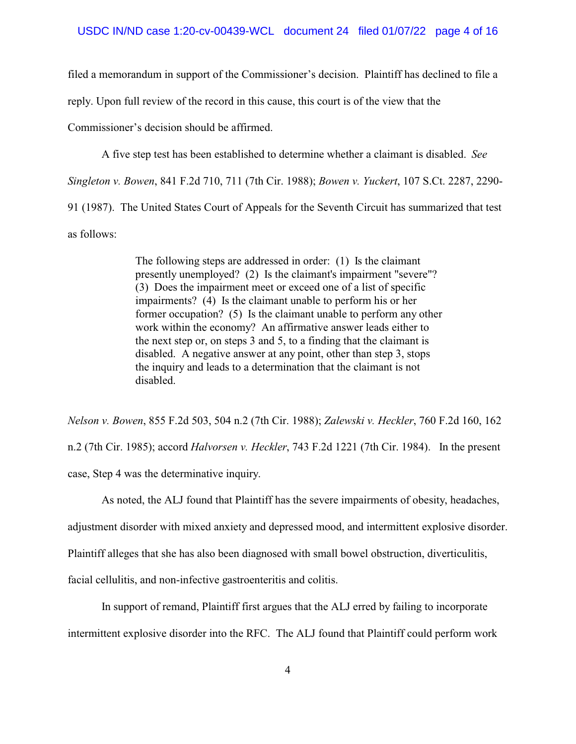filed a memorandum in support of the Commissioner's decision. Plaintiff has declined to file a reply. Upon full review of the record in this cause, this court is of the view that the Commissioner's decision should be affirmed.

A five step test has been established to determine whether a claimant is disabled. *See Singleton v. Bowen*, 841 F.2d 710, 711 (7th Cir. 1988); *Bowen v. Yuckert*, 107 S.Ct. 2287, 2290-91 (1987). The United States Court of Appeals for the Seventh Circuit has summarized that test as follows:

> The following steps are addressed in order: (1) Is the claimant presently unemployed? (2) Is the claimant's impairment "severe"? (3) Does the impairment meet or exceed one of a list of specific impairments? (4) Is the claimant unable to perform his or her former occupation? (5) Is the claimant unable to perform any other work within the economy? An affirmative answer leads either to the next step or, on steps 3 and 5, to a finding that the claimant is disabled. A negative answer at any point, other than step 3, stops the inquiry and leads to a determination that the claimant is not disabled.

*Nelson v. Bowen*, 855 F.2d 503, 504 n.2 (7th Cir. 1988); *Zalewski v. Heckler*, 760 F.2d 160, 162 n.2 (7th Cir. 1985); accord *Halvorsen v. Heckler*, 743 F.2d 1221 (7th Cir. 1984). In the present case, Step 4 was the determinative inquiry.

As noted, the ALJ found that Plaintiff has the severe impairments of obesity, headaches, adjustment disorder with mixed anxiety and depressed mood, and intermittent explosive disorder. Plaintiff alleges that she has also been diagnosed with small bowel obstruction, diverticulitis, facial cellulitis, and non-infective gastroenteritis and colitis.

In support of remand, Plaintiff first argues that the ALJ erred by failing to incorporate intermittent explosive disorder into the RFC. The ALJ found that Plaintiff could perform work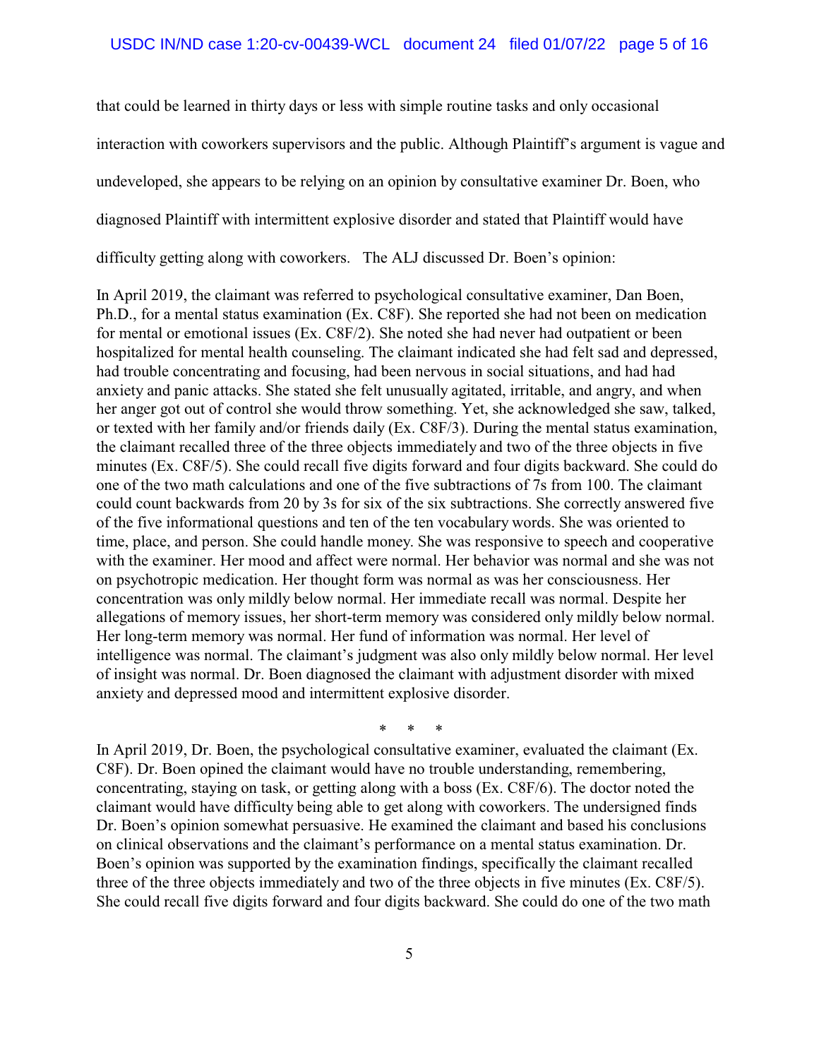that could be learned in thirty days or less with simple routine tasks and only occasional interaction with coworkers supervisors and the public. Although Plaintiff's argument is vague and undeveloped, she appears to be relying on an opinion by consultative examiner Dr. Boen, who diagnosed Plaintiff with intermittent explosive disorder and stated that Plaintiff would have difficulty getting along with coworkers. The ALJ discussed Dr. Boen's opinion:

In April 2019, the claimant was referred to psychological consultative examiner, Dan Boen, Ph.D., for a mental status examination (Ex. C8F). She reported she had not been on medication for mental or emotional issues (Ex. C8F/2). She noted she had never had outpatient or been hospitalized for mental health counseling. The claimant indicated she had felt sad and depressed, had trouble concentrating and focusing, had been nervous in social situations, and had had anxiety and panic attacks. She stated she felt unusually agitated, irritable, and angry, and when her anger got out of control she would throw something. Yet, she acknowledged she saw, talked, or texted with her family and/or friends daily (Ex. C8F/3). During the mental status examination, the claimant recalled three of the three objects immediately and two of the three objects in five minutes (Ex. C8F/5). She could recall five digits forward and four digits backward. She could do one of the two math calculations and one of the five subtractions of 7s from 100. The claimant could count backwards from 20 by 3s for six of the six subtractions. She correctly answered five of the five informational questions and ten of the ten vocabulary words. She was oriented to time, place, and person. She could handle money. She was responsive to speech and cooperative with the examiner. Her mood and affect were normal. Her behavior was normal and she was not on psychotropic medication. Her thought form was normal as was her consciousness. Her concentration was only mildly below normal. Her immediate recall was normal. Despite her allegations of memory issues, her short-term memory was considered only mildly below normal. Her long-term memory was normal. Her fund of information was normal. Her level of intelligence was normal. The claimant's judgment was also only mildly below normal. Her level of insight was normal. Dr. Boen diagnosed the claimant with adjustment disorder with mixed anxiety and depressed mood and intermittent explosive disorder.

\* \* \*

In April 2019, Dr. Boen, the psychological consultative examiner, evaluated the claimant (Ex. C8F). Dr. Boen opined the claimant would have no trouble understanding, remembering, concentrating, staying on task, or getting along with a boss (Ex. C8F/6). The doctor noted the claimant would have difficulty being able to get along with coworkers. The undersigned finds Dr. Boen's opinion somewhat persuasive. He examined the claimant and based his conclusions on clinical observations and the claimant's performance on a mental status examination. Dr. Boen's opinion was supported by the examination findings, specifically the claimant recalled three of the three objects immediately and two of the three objects in five minutes (Ex. C8F/5). She could recall five digits forward and four digits backward. She could do one of the two math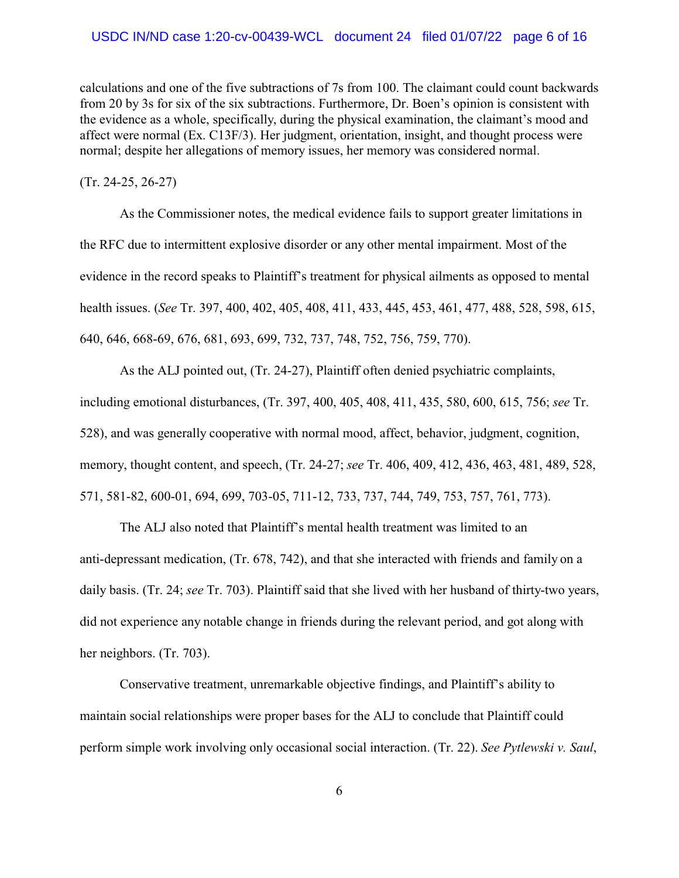calculations and one of the five subtractions of 7s from 100. The claimant could count backwards from 20 by 3s for six of the six subtractions. Furthermore, Dr. Boen's opinion is consistent with the evidence as a whole, specifically, during the physical examination, the claimant's mood and affect were normal (Ex. C13F/3). Her judgment, orientation, insight, and thought process were normal; despite her allegations of memory issues, her memory was considered normal.

(Tr. 24-25, 26-27)

As the Commissioner notes, the medical evidence fails to support greater limitations in the RFC due to intermittent explosive disorder or any other mental impairment. Most of the evidence in the record speaks to Plaintiff's treatment for physical ailments as opposed to mental health issues. (*See* Tr. 397, 400, 402, 405, 408, 411, 433, 445, 453, 461, 477, 488, 528, 598, 615, 640, 646, 668-69, 676, 681, 693, 699, 732, 737, 748, 752, 756, 759, 770).

As the ALJ pointed out, (Tr. 24-27), Plaintiff often denied psychiatric complaints, including emotional disturbances, (Tr. 397, 400, 405, 408, 411, 435, 580, 600, 615, 756; *see* Tr. 528), and was generally cooperative with normal mood, affect, behavior, judgment, cognition, memory, thought content, and speech, (Tr. 24-27; *see* Tr. 406, 409, 412, 436, 463, 481, 489, 528, 571, 581-82, 600-01, 694, 699, 703-05, 711-12, 733, 737, 744, 749, 753, 757, 761, 773).

The ALJ also noted that Plaintiff's mental health treatment was limited to an anti-depressant medication, (Tr. 678, 742), and that she interacted with friends and family on a daily basis. (Tr. 24; *see* Tr. 703). Plaintiff said that she lived with her husband of thirty-two years, did not experience any notable change in friends during the relevant period, and got along with her neighbors. (Tr. 703).

Conservative treatment, unremarkable objective findings, and Plaintiff's ability to maintain social relationships were proper bases for the ALJ to conclude that Plaintiff could perform simple work involving only occasional social interaction. (Tr. 22). *See Pytlewski v. Saul*,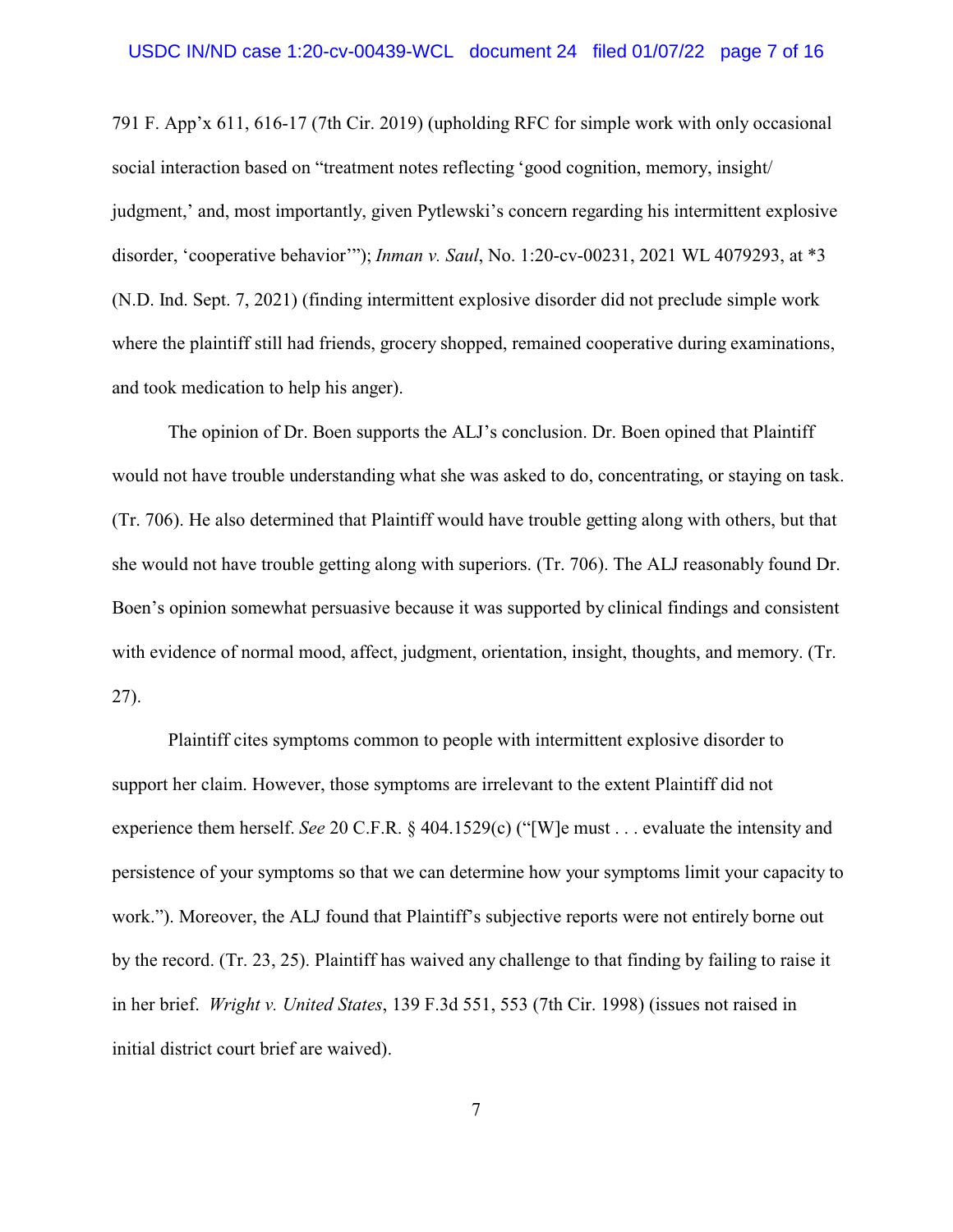791 F. App'x 611, 616-17 (7th Cir. 2019) (upholding RFC for simple work with only occasional social interaction based on "treatment notes reflecting 'good cognition, memory, insight/ judgment,' and, most importantly, given Pytlewski's concern regarding his intermittent explosive disorder, 'cooperative behavior'"); *Inman v. Saul*, No. 1:20-cv-00231, 2021 WL 4079293, at *3 (N.D. Ind. Sept. 7, 2021) (finding intermittent explosive disorder did not preclude simple work where the plaintiff still had friends, grocery shopped, remained cooperative during examinations, and took medication to help his anger).

The opinion of Dr. Boen supports the ALJ's conclusion. Dr. Boen opined that Plaintiff would not have trouble understanding what she was asked to do, concentrating, or staying on task. (Tr. 706). He also determined that Plaintiff would have trouble getting along with others, but that she would not have trouble getting along with superiors. (Tr. 706). The ALJ reasonably found Dr. Boen's opinion somewhat persuasive because it was supported by clinical findings and consistent with evidence of normal mood, affect, judgment, orientation, insight, thoughts, and memory. (Tr. 27).

Plaintiff cites symptoms common to people with intermittent explosive disorder to support her claim. However, those symptoms are irrelevant to the extent Plaintiff did not experience them herself. *See* 20 C.F.R. § 404.1529(c) ("[W]e must . . . evaluate the intensity and persistence of your symptoms so that we can determine how your symptoms limit your capacity to work."). Moreover, the ALJ found that Plaintiff's subjective reports were not entirely borne out by the record. (Tr. 23, 25). Plaintiff has waived any challenge to that finding by failing to raise it in her brief. *Wright v. United States*, 139 F.3d 551, 553 (7th Cir. 1998) (issues not raised in initial district court brief are waived).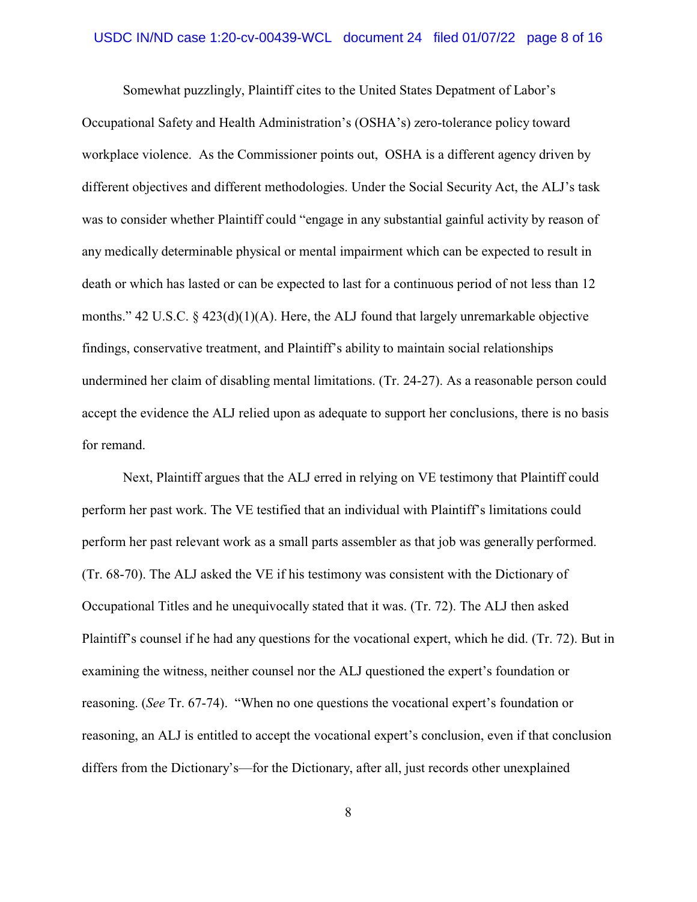Somewhat puzzlingly, Plaintiff cites to the United States Depatment of Labor's Occupational Safety and Health Administration's (OSHA's) zero-tolerance policy toward workplace violence. As the Commissioner points out, OSHA is a different agency driven by different objectives and different methodologies. Under the Social Security Act, the ALJ's task was to consider whether Plaintiff could "engage in any substantial gainful activity by reason of any medically determinable physical or mental impairment which can be expected to result in death or which has lasted or can be expected to last for a continuous period of not less than 12 months." 42 U.S.C. § 423(d)(1)(A). Here, the ALJ found that largely unremarkable objective findings, conservative treatment, and Plaintiff's ability to maintain social relationships undermined her claim of disabling mental limitations. (Tr. 24-27). As a reasonable person could accept the evidence the ALJ relied upon as adequate to support her conclusions, there is no basis for remand.

Next, Plaintiff argues that the ALJ erred in relying on VE testimony that Plaintiff could perform her past work. The VE testified that an individual with Plaintiff's limitations could perform her past relevant work as a small parts assembler as that job was generally performed. (Tr. 68-70). The ALJ asked the VE if his testimony was consistent with the Dictionary of Occupational Titles and he unequivocally stated that it was. (Tr. 72). The ALJ then asked Plaintiff's counsel if he had any questions for the vocational expert, which he did. (Tr. 72). But in examining the witness, neither counsel nor the ALJ questioned the expert's foundation or reasoning. (*See* Tr. 67-74). "When no one questions the vocational expert's foundation or reasoning, an ALJ is entitled to accept the vocational expert's conclusion, even if that conclusion differs from the Dictionary's—for the Dictionary, after all, just records other unexplained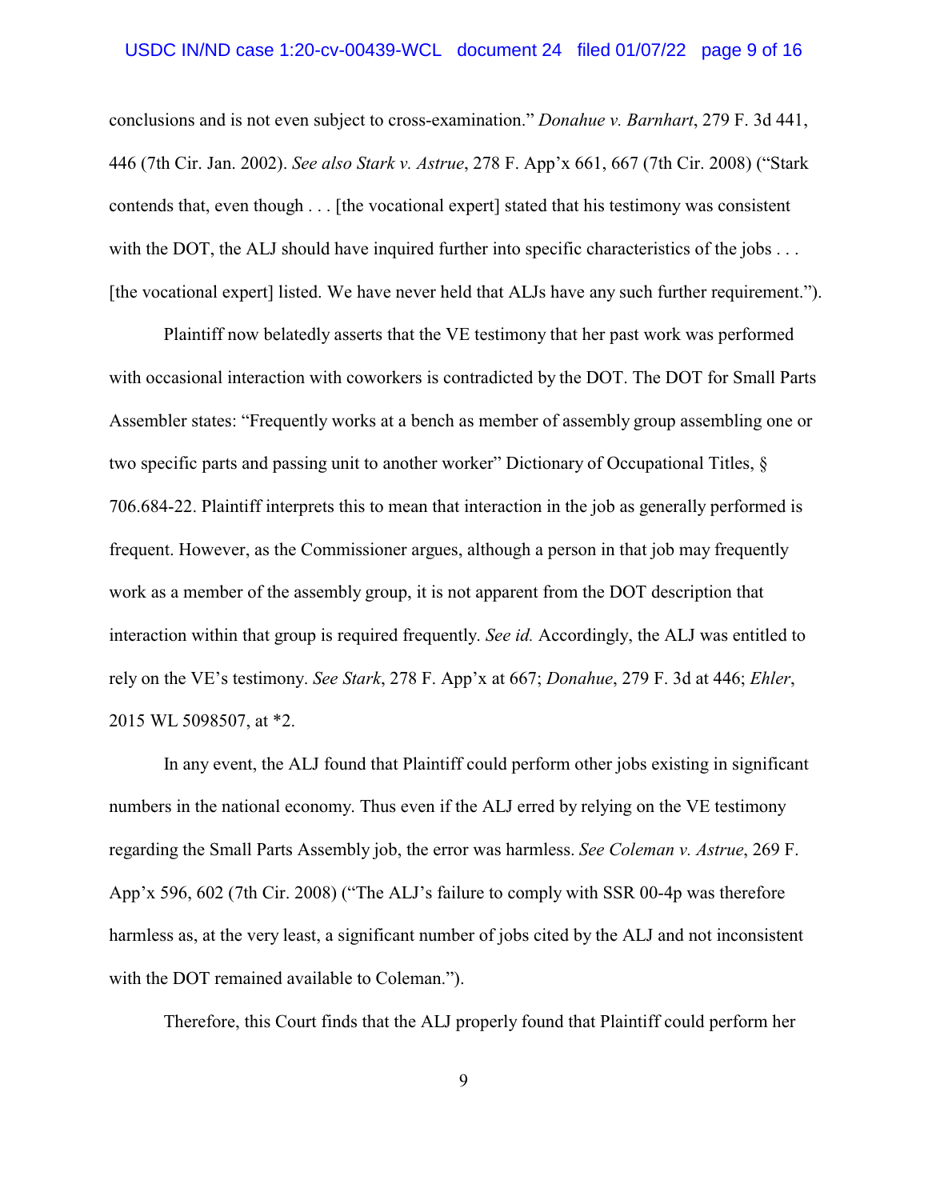conclusions and is not even subject to cross-examination." *Donahue v. Barnhart*, 279 F. 3d 441, 446 (7th Cir. Jan. 2002). *See also Stark v. Astrue*, 278 F. App'x 661, 667 (7th Cir. 2008) ("Stark contends that, even though . . . [the vocational expert] stated that his testimony was consistent with the DOT, the ALJ should have inquired further into specific characteristics of the jobs . . . [the vocational expert] listed. We have never held that ALJs have any such further requirement.").

Plaintiff now belatedly asserts that the VE testimony that her past work was performed with occasional interaction with coworkers is contradicted by the DOT. The DOT for Small Parts Assembler states: "Frequently works at a bench as member of assembly group assembling one or two specific parts and passing unit to another worker" Dictionary of Occupational Titles, § 706.684-22. Plaintiff interprets this to mean that interaction in the job as generally performed is frequent. However, as the Commissioner argues, although a person in that job may frequently work as a member of the assembly group, it is not apparent from the DOT description that interaction within that group is required frequently. *See id.* Accordingly, the ALJ was entitled to rely on the VE's testimony. *See Stark*, 278 F. App'x at 667; *Donahue*, 279 F. 3d at 446; *Ehler*, 2015 WL 5098507, at *2.

In any event, the ALJ found that Plaintiff could perform other jobs existing in significant numbers in the national economy. Thus even if the ALJ erred by relying on the VE testimony regarding the Small Parts Assembly job, the error was harmless. *See Coleman v. Astrue*, 269 F. App'x 596, 602 (7th Cir. 2008) ("The ALJ's failure to comply with SSR 00-4p was therefore harmless as, at the very least, a significant number of jobs cited by the ALJ and not inconsistent with the DOT remained available to Coleman.").

Therefore, this Court finds that the ALJ properly found that Plaintiff could perform her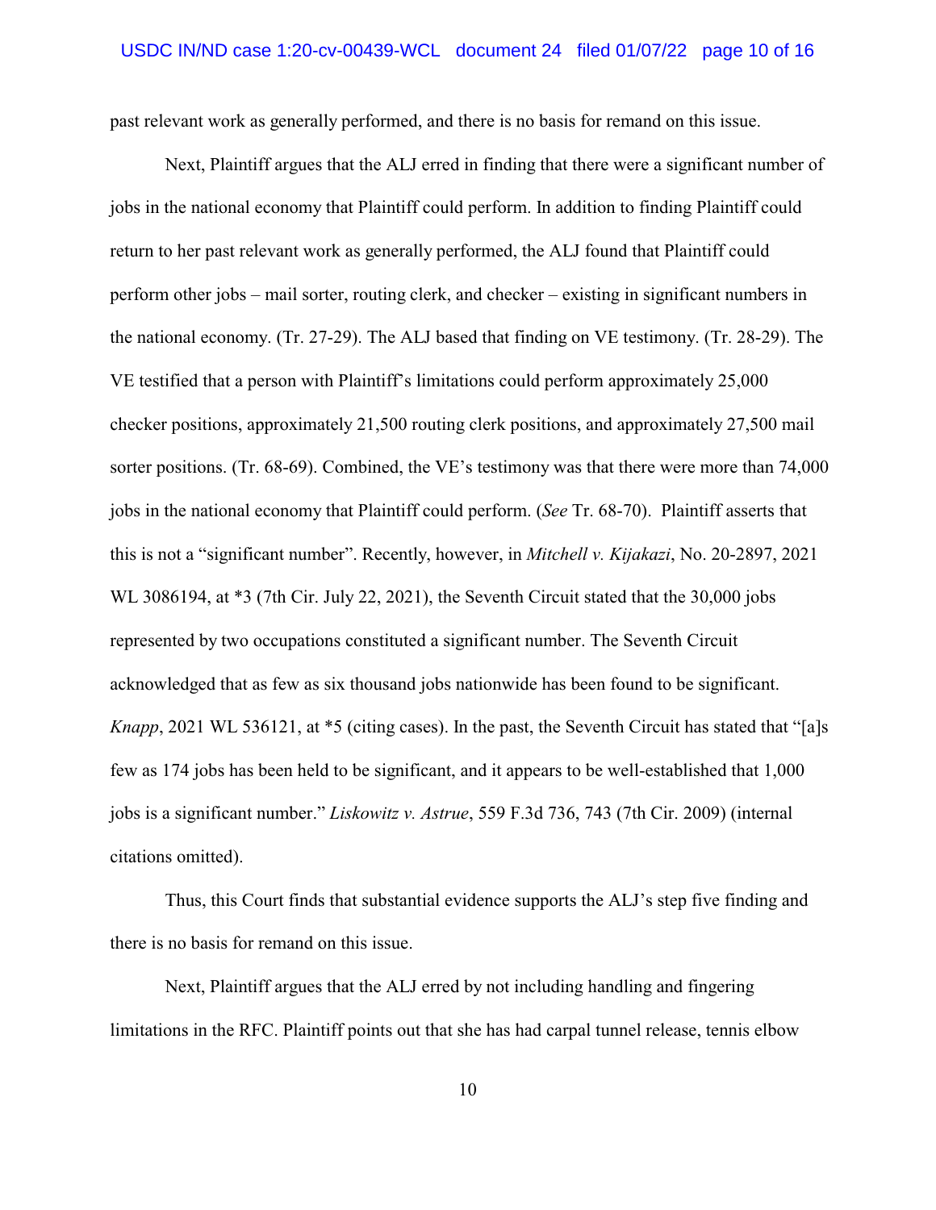past relevant work as generally performed, and there is no basis for remand on this issue.

Next, Plaintiff argues that the ALJ erred in finding that there were a significant number of jobs in the national economy that Plaintiff could perform. In addition to finding Plaintiff could return to her past relevant work as generally performed, the ALJ found that Plaintiff could perform other jobs – mail sorter, routing clerk, and checker – existing in significant numbers in the national economy. (Tr. 27-29). The ALJ based that finding on VE testimony. (Tr. 28-29). The VE testified that a person with Plaintiff's limitations could perform approximately 25,000 checker positions, approximately 21,500 routing clerk positions, and approximately 27,500 mail sorter positions. (Tr. 68-69). Combined, the VE's testimony was that there were more than 74,000 jobs in the national economy that Plaintiff could perform. (*See* Tr. 68-70). Plaintiff asserts that this is not a "significant number". Recently, however, in *Mitchell v. Kijakazi*, No. 20-2897, 2021 WL 3086194, at *3 (7th Cir. July 22, 2021), the Seventh Circuit stated that the 30,000 jobs represented by two occupations constituted a significant number. The Seventh Circuit acknowledged that as few as six thousand jobs nationwide has been found to be significant. *Knapp*, 2021 WL 536121, at *5 (citing cases). In the past, the Seventh Circuit has stated that "[a]s few as 174 jobs has been held to be significant, and it appears to be well-established that 1,000 jobs is a significant number." *Liskowitz v. Astrue*, 559 F.3d 736, 743 (7th Cir. 2009) (internal citations omitted).

Thus, this Court finds that substantial evidence supports the ALJ's step five finding and there is no basis for remand on this issue.

Next, Plaintiff argues that the ALJ erred by not including handling and fingering limitations in the RFC. Plaintiff points out that she has had carpal tunnel release, tennis elbow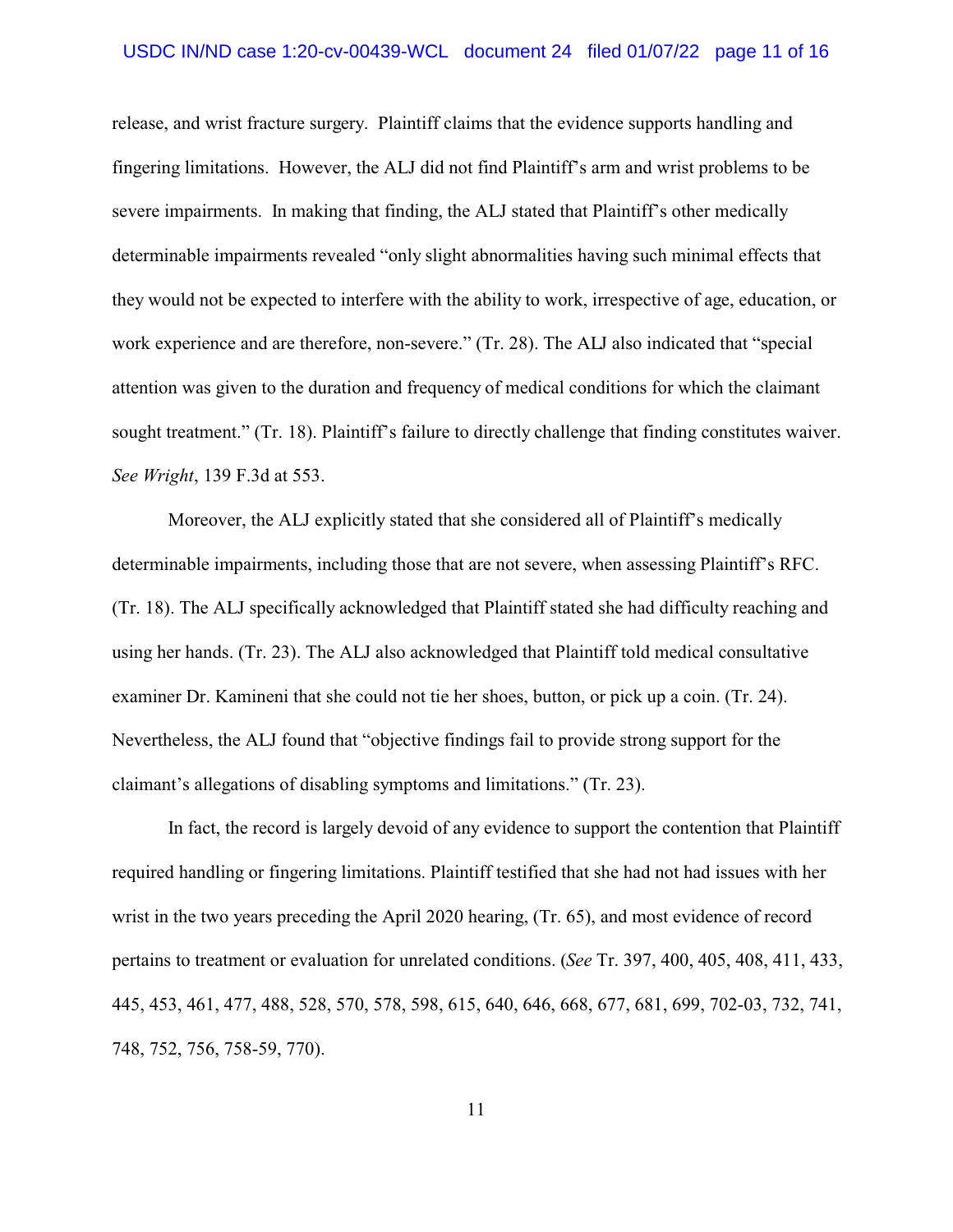release, and wrist fracture surgery. Plaintiff claims that the evidence supports handling and fingering limitations. However, the ALJ did not find Plaintiff's arm and wrist problems to be severe impairments. In making that finding, the ALJ stated that Plaintiff's other medically determinable impairments revealed "only slight abnormalities having such minimal effects that they would not be expected to interfere with the ability to work, irrespective of age, education, or work experience and are therefore, non-severe." (Tr. 28). The ALJ also indicated that "special attention was given to the duration and frequency of medical conditions for which the claimant sought treatment." (Tr. 18). Plaintiff's failure to directly challenge that finding constitutes waiver. *See Wright*, 139 F.3d at 553.

Moreover, the ALJ explicitly stated that she considered all of Plaintiff's medically determinable impairments, including those that are not severe, when assessing Plaintiff's RFC. (Tr. 18). The ALJ specifically acknowledged that Plaintiff stated she had difficulty reaching and using her hands. (Tr. 23). The ALJ also acknowledged that Plaintiff told medical consultative examiner Dr. Kamineni that she could not tie her shoes, button, or pick up a coin. (Tr. 24). Nevertheless, the ALJ found that "objective findings fail to provide strong support for the claimant's allegations of disabling symptoms and limitations." (Tr. 23).

In fact, the record is largely devoid of any evidence to support the contention that Plaintiff required handling or fingering limitations. Plaintiff testified that she had not had issues with her wrist in the two years preceding the April 2020 hearing, (Tr. 65), and most evidence of record pertains to treatment or evaluation for unrelated conditions. (*See* Tr. 397, 400, 405, 408, 411, 433, 445, 453, 461, 477, 488, 528, 570, 578, 598, 615, 640, 646, 668, 677, 681, 699, 702-03, 732, 741, 748, 752, 756, 758-59, 770).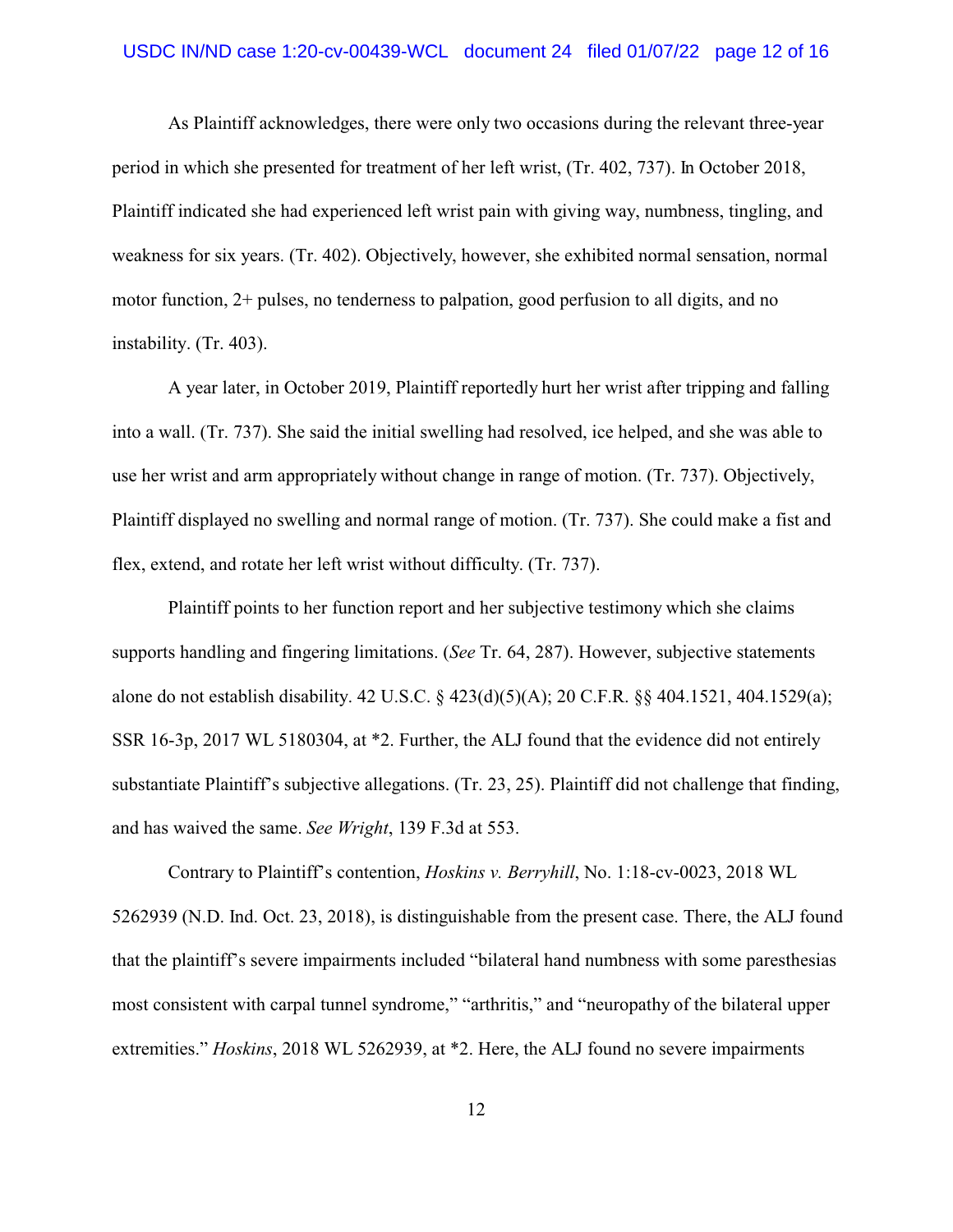As Plaintiff acknowledges, there were only two occasions during the relevant three-year period in which she presented for treatment of her left wrist, (Tr. 402, 737). In October 2018, Plaintiff indicated she had experienced left wrist pain with giving way, numbness, tingling, and weakness for six years. (Tr. 402). Objectively, however, she exhibited normal sensation, normal motor function, 2+ pulses, no tenderness to palpation, good perfusion to all digits, and no instability. (Tr. 403).

A year later, in October 2019, Plaintiff reportedly hurt her wrist after tripping and falling into a wall. (Tr. 737). She said the initial swelling had resolved, ice helped, and she was able to use her wrist and arm appropriately without change in range of motion. (Tr. 737). Objectively, Plaintiff displayed no swelling and normal range of motion. (Tr. 737). She could make a fist and flex, extend, and rotate her left wrist without difficulty. (Tr. 737).

Plaintiff points to her function report and her subjective testimony which she claims supports handling and fingering limitations. (*See* Tr. 64, 287). However, subjective statements alone do not establish disability. 42 U.S.C. § 423(d)(5)(A); 20 C.F.R. §§ 404.1521, 404.1529(a); SSR 16-3p, 2017 WL 5180304, at *2. Further, the ALJ found that the evidence did not entirely substantiate Plaintiff's subjective allegations. (Tr. 23, 25). Plaintiff did not challenge that finding, and has waived the same. *See Wright*, 139 F.3d at 553.

Contrary to Plaintiff's contention, *Hoskins v. Berryhill*, No. 1:18-cv-0023, 2018 WL 5262939 (N.D. Ind. Oct. 23, 2018), is distinguishable from the present case. There, the ALJ found that the plaintiff's severe impairments included "bilateral hand numbness with some paresthesias most consistent with carpal tunnel syndrome," "arthritis," and "neuropathy of the bilateral upper extremities." *Hoskins*, 2018 WL 5262939, at *2. Here, the ALJ found no severe impairments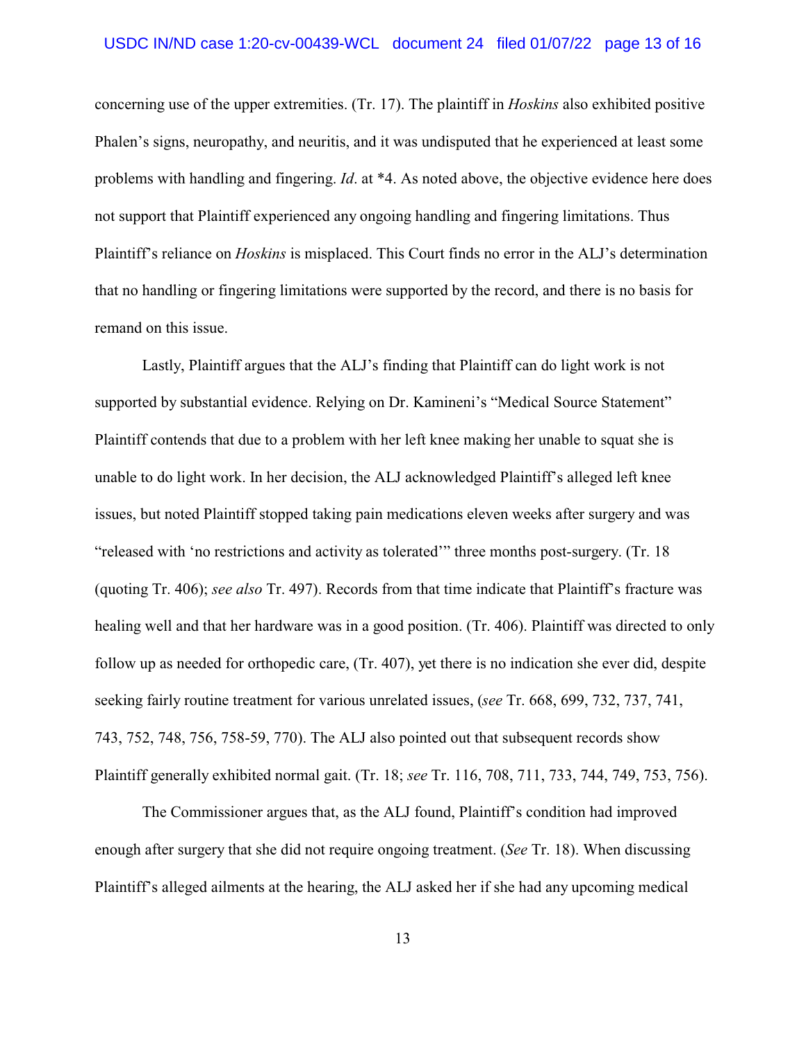concerning use of the upper extremities. (Tr. 17). The plaintiff in *Hoskins* also exhibited positive Phalen's signs, neuropathy, and neuritis, and it was undisputed that he experienced at least some problems with handling and fingering. *Id*. at *4. As noted above, the objective evidence here does not support that Plaintiff experienced any ongoing handling and fingering limitations. Thus Plaintiff's reliance on *Hoskins* is misplaced. This Court finds no error in the ALJ's determination that no handling or fingering limitations were supported by the record, and there is no basis for remand on this issue.

Lastly, Plaintiff argues that the ALJ's finding that Plaintiff can do light work is not supported by substantial evidence. Relying on Dr. Kamineni's "Medical Source Statement" Plaintiff contends that due to a problem with her left knee making her unable to squat she is unable to do light work. In her decision, the ALJ acknowledged Plaintiff's alleged left knee issues, but noted Plaintiff stopped taking pain medications eleven weeks after surgery and was "released with 'no restrictions and activity as tolerated'" three months post-surgery. (Tr. 18 (quoting Tr. 406); *see also* Tr. 497). Records from that time indicate that Plaintiff's fracture was healing well and that her hardware was in a good position. (Tr. 406). Plaintiff was directed to only follow up as needed for orthopedic care, (Tr. 407), yet there is no indication she ever did, despite seeking fairly routine treatment for various unrelated issues, (*see* Tr. 668, 699, 732, 737, 741, 743, 752, 748, 756, 758-59, 770). The ALJ also pointed out that subsequent records show Plaintiff generally exhibited normal gait. (Tr. 18; *see* Tr. 116, 708, 711, 733, 744, 749, 753, 756).

The Commissioner argues that, as the ALJ found, Plaintiff's condition had improved enough after surgery that she did not require ongoing treatment. (*See* Tr. 18). When discussing Plaintiff's alleged ailments at the hearing, the ALJ asked her if she had any upcoming medical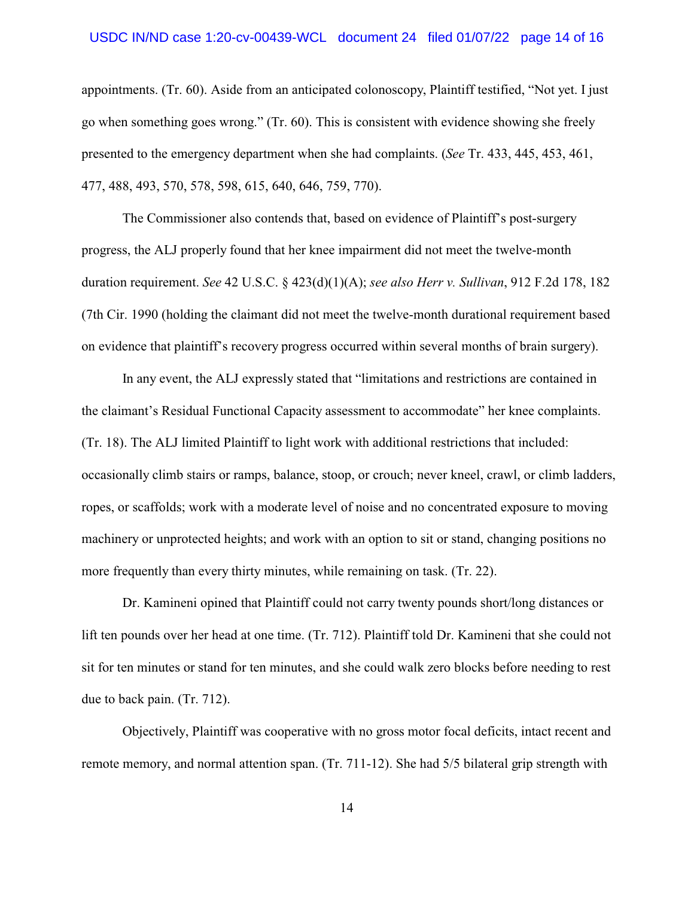appointments. (Tr. 60). Aside from an anticipated colonoscopy, Plaintiff testified, "Not yet. I just go when something goes wrong." (Tr. 60). This is consistent with evidence showing she freely presented to the emergency department when she had complaints. (*See* Tr. 433, 445, 453, 461, 477, 488, 493, 570, 578, 598, 615, 640, 646, 759, 770).

The Commissioner also contends that, based on evidence of Plaintiff's post-surgery progress, the ALJ properly found that her knee impairment did not meet the twelve-month duration requirement. *See* 42 U.S.C. § 423(d)(1)(A); *see also Herr v. Sullivan*, 912 F.2d 178, 182 (7th Cir. 1990 (holding the claimant did not meet the twelve-month durational requirement based on evidence that plaintiff's recovery progress occurred within several months of brain surgery).

In any event, the ALJ expressly stated that "limitations and restrictions are contained in the claimant's Residual Functional Capacity assessment to accommodate" her knee complaints. (Tr. 18). The ALJ limited Plaintiff to light work with additional restrictions that included: occasionally climb stairs or ramps, balance, stoop, or crouch; never kneel, crawl, or climb ladders, ropes, or scaffolds; work with a moderate level of noise and no concentrated exposure to moving machinery or unprotected heights; and work with an option to sit or stand, changing positions no more frequently than every thirty minutes, while remaining on task. (Tr. 22).

Dr. Kamineni opined that Plaintiff could not carry twenty pounds short/long distances or lift ten pounds over her head at one time. (Tr. 712). Plaintiff told Dr. Kamineni that she could not sit for ten minutes or stand for ten minutes, and she could walk zero blocks before needing to rest due to back pain. (Tr. 712).

Objectively, Plaintiff was cooperative with no gross motor focal deficits, intact recent and remote memory, and normal attention span. (Tr. 711-12). She had 5/5 bilateral grip strength with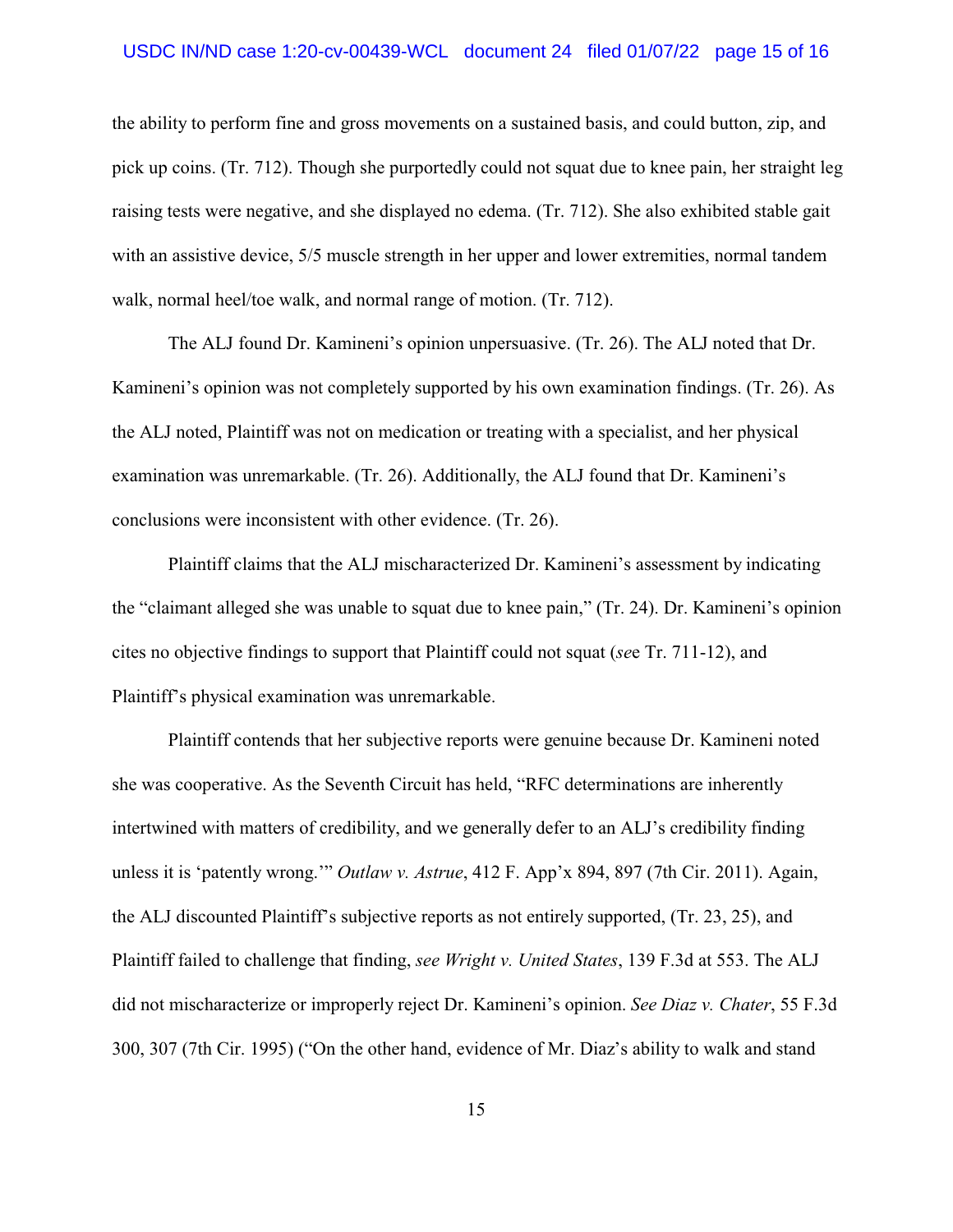the ability to perform fine and gross movements on a sustained basis, and could button, zip, and pick up coins. (Tr. 712). Though she purportedly could not squat due to knee pain, her straight leg raising tests were negative, and she displayed no edema. (Tr. 712). She also exhibited stable gait with an assistive device, 5/5 muscle strength in her upper and lower extremities, normal tandem walk, normal heel/toe walk, and normal range of motion. (Tr. 712).

The ALJ found Dr. Kamineni's opinion unpersuasive. (Tr. 26). The ALJ noted that Dr. Kamineni's opinion was not completely supported by his own examination findings. (Tr. 26). As the ALJ noted, Plaintiff was not on medication or treating with a specialist, and her physical examination was unremarkable. (Tr. 26). Additionally, the ALJ found that Dr. Kamineni's conclusions were inconsistent with other evidence. (Tr. 26).

Plaintiff claims that the ALJ mischaracterized Dr. Kamineni's assessment by indicating the "claimant alleged she was unable to squat due to knee pain," (Tr. 24). Dr. Kamineni's opinion cites no objective findings to support that Plaintiff could not squat (*se*e Tr. 711-12), and Plaintiff's physical examination was unremarkable.

Plaintiff contends that her subjective reports were genuine because Dr. Kamineni noted she was cooperative. As the Seventh Circuit has held, "RFC determinations are inherently intertwined with matters of credibility, and we generally defer to an ALJ's credibility finding unless it is 'patently wrong.'" *Outlaw v. Astrue*, 412 F. App'x 894, 897 (7th Cir. 2011). Again, the ALJ discounted Plaintiff's subjective reports as not entirely supported, (Tr. 23, 25), and Plaintiff failed to challenge that finding, *see Wright v. United States*, 139 F.3d at 553. The ALJ did not mischaracterize or improperly reject Dr. Kamineni's opinion. *See Diaz v. Chater*, 55 F.3d 300, 307 (7th Cir. 1995) ("On the other hand, evidence of Mr. Diaz's ability to walk and stand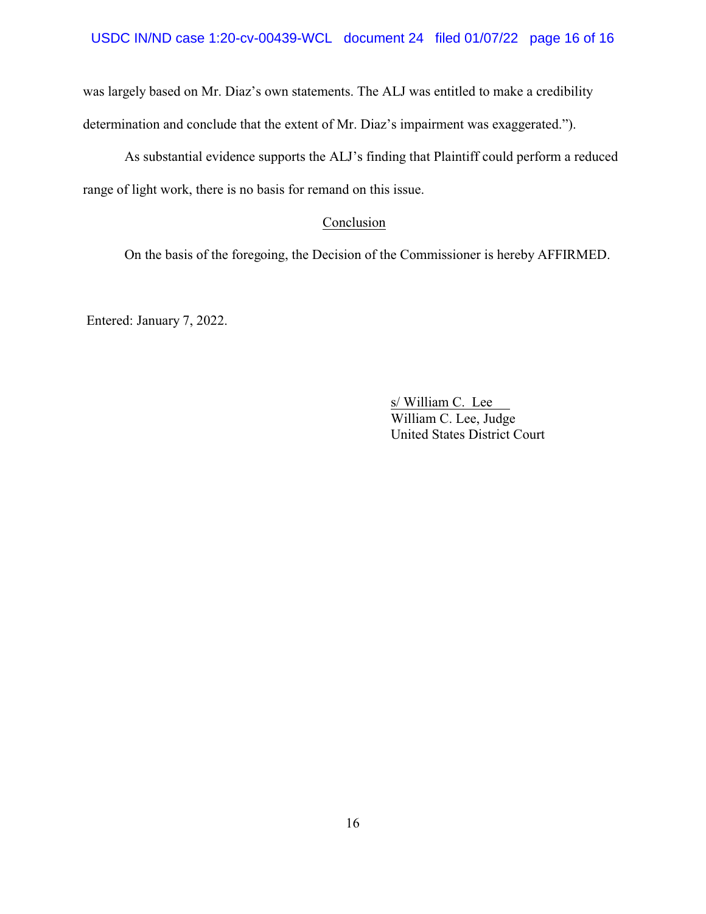was largely based on Mr. Diaz's own statements. The ALJ was entitled to make a credibility determination and conclude that the extent of Mr. Diaz's impairment was exaggerated.").

As substantial evidence supports the ALJ's finding that Plaintiff could perform a reduced range of light work, there is no basis for remand on this issue.

## Conclusion

On the basis of the foregoing, the Decision of the Commissioner is hereby AFFIRMED.

Entered: January 7, 2022.

s/ William C. Lee
William C. Lee, Judge
United States District Court